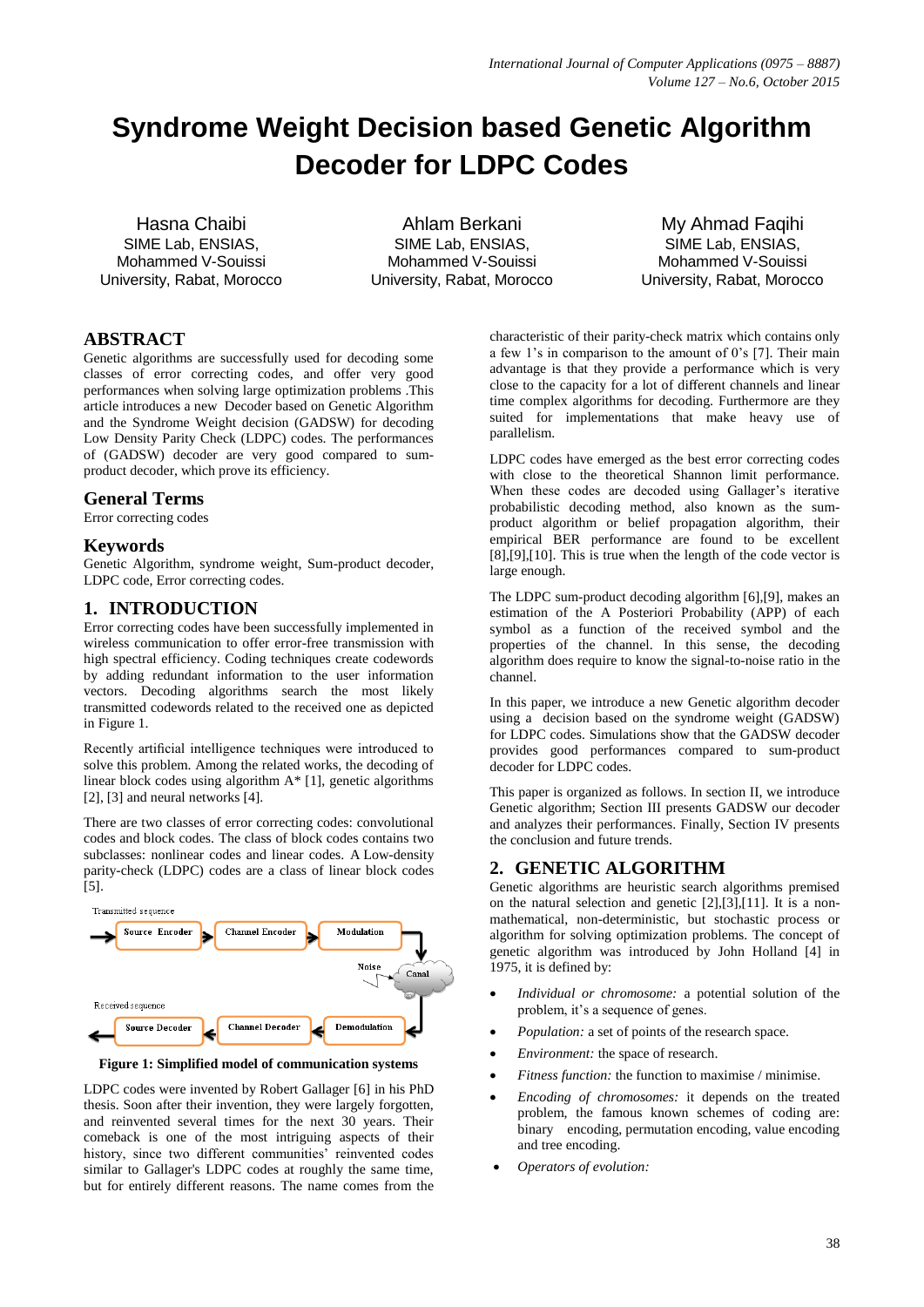# Syndrome Weight Decision based Genetic Algorithm Decoder for LDPC Codes

Hasna Chaibi
SIME Lab, ENSIAS, Mohammed V-Souissi University, Rabat, Morocco

Ahlam Berkani
SIME Lab, ENSIAS, Mohammed V-Souissi University, Rabat, Morocco

My Ahmad Faqihi
SIME Lab, ENSIAS, Mohammed V-Souissi University, Rabat, Morocco

## ABSTRACT

Genetic algorithms are successfully used for decoding some classes of error correcting codes, and offer very good performances when solving large optimization problems .This article introduces a new Decoder based on Genetic Algorithm and the Syndrome Weight decision (GADSW) for decoding Low Density Parity Check (LDPC) codes. The performances of (GADSW) decoder are very good compared to sum-product decoder, which prove its efficiency.

## General Terms

Error correcting codes

## Keywords

Genetic Algorithm, syndrome weight, Sum-product decoder, LDPC code, Error correcting codes.

## 1. INTRODUCTION

Error correcting codes have been successfully implemented in wireless communication to offer error-free transmission with high spectral efficiency. Coding techniques create codewords by adding redundant information to the user information vectors. Decoding algorithms search the most likely transmitted codewords related to the received one as depicted in Figure 1.

Recently artificial intelligence techniques were introduced to solve this problem. Among the related works, the decoding of linear block codes using algorithm A* [1], genetic algorithms [2], [3] and neural networks [4].

There are two classes of error correcting codes: convolutional codes and block codes. The class of block codes contains two subclasses: nonlinear codes and linear codes. A Low-density parity-check (LDPC) codes are a class of linear block codes [5].

Transmitted sequence → Source Encoder → Channel Encoder → Modulation → Canal (Noise) → Demodulation → Channel Decoder → Source Decoder → Received sequence

**Figure 1: Simplified model of communication systems**

LDPC codes were invented by Robert Gallager [6] in his PhD thesis. Soon after their invention, they were largely forgotten, and reinvented several times for the next 30 years. Their comeback is one of the most intriguing aspects of their history, since two different communities' reinvented codes similar to Gallager's LDPC codes at roughly the same time, but for entirely different reasons. The name comes from the characteristic of their parity-check matrix which contains only a few 1's in comparison to the amount of 0's [7]. Their main advantage is that they provide a performance which is very close to the capacity for a lot of different channels and linear time complex algorithms for decoding. Furthermore are they suited for implementations that make heavy use of parallelism.

LDPC codes have emerged as the best error correcting codes with close to the theoretical Shannon limit performance. When these codes are decoded using Gallager's iterative probabilistic decoding method, also known as the sum-product algorithm or belief propagation algorithm, their empirical BER performance are found to be excellent [8],[9],[10]. This is true when the length of the code vector is large enough.

The LDPC sum-product decoding algorithm [6],[9], makes an estimation of the A Posteriori Probability (APP) of each symbol as a function of the received symbol and the properties of the channel. In this sense, the decoding algorithm does require to know the signal-to-noise ratio in the channel.

In this paper, we introduce a new Genetic algorithm decoder using a decision based on the syndrome weight (GADSW) for LDPC codes. Simulations show that the GADSW decoder provides good performances compared to sum-product decoder for LDPC codes.

This paper is organized as follows. In section II, we introduce Genetic algorithm; Section III presents GADSW our decoder and analyzes their performances. Finally, Section IV presents the conclusion and future trends.

## 2. GENETIC ALGORITHM

Genetic algorithms are heuristic search algorithms premised on the natural selection and genetic [2],[3],[11]. It is a non-mathematical, non-deterministic, but stochastic process or algorithm for solving optimization problems. The concept of genetic algorithm was introduced by John Holland [4] in 1975, it is defined by:

- *Individual or chromosome:* a potential solution of the problem, it's a sequence of genes.
- *Population:* a set of points of the research space.
- *Environment:* the space of research.
- *Fitness function:* the function to maximise / minimise.
- *Encoding of chromosomes:* it depends on the treated problem, the famous known schemes of coding are: binary encoding, permutation encoding, value encoding and tree encoding.
- *Operators of evolution:*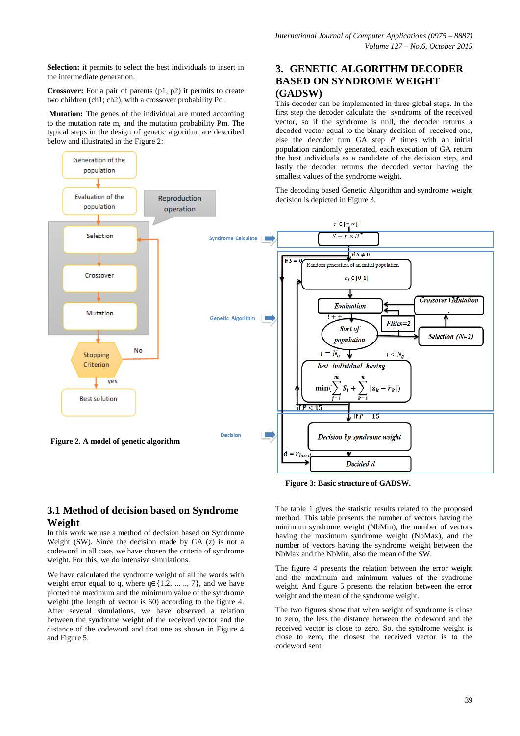**Selection:** it permits to select the best individuals to insert in the intermediate generation.

**Crossover:** For a pair of parents (p1, p2) it permits to create two children (ch1; ch2), with a crossover probability Pc .

**Mutation:** The genes of the individual are muted according to the mutation rate $m_r$ and the mutation probability Pm. The typical steps in the design of genetic algorithm are described below and illustrated in the Figure 2:

**Figure 2. A model of genetic algorithm**

## 3. GENETIC ALGORITHM DECODER BASED ON SYNDROME WEIGHT (GADSW)

This decoder can be implemented in three global steps. In the first step the decoder calculate the syndrome of the received vector, so if the syndrome is null, the decoder returns a decoded vector equal to the binary decision of received one, else the decoder turn GA step $P$ times with an initial population randomly generated, each execution of GA return the best individuals as a candidate of the decision step, and lastly the decoder returns the decoded vector having the smallest values of the syndrome weight.

The decoding based Genetic Algorithm and syndrome weight decision is depicted in Figure 3.

**Figure 3: Basic structure of GADSW.**

### 3.1 Method of decision based on Syndrome Weight

In this work we use a method of decision based on Syndrome Weight (SW). Since the decision made by GA (z) is not a codeword in all case, we have chosen the criteria of syndrome weight. For this, we do intensive simulations.

We have calculated the syndrome weight of all the words with weight error equal to q, where q∈{1,2, ... .., 7}, and we have plotted the maximum and the minimum value of the syndrome weight (the length of vector is 60) according to the figure 4. After several simulations, we have observed a relation between the syndrome weight of the received vector and the distance of the codeword and that one as shown in Figure 4 and Figure 5.

The table 1 gives the statistic results related to the proposed method. This table presents the number of vectors having the minimum syndrome weight (NbMin), the number of vectors having the maximum syndrome weight (NbMax), and the number of vectors having the syndrome weight between the NbMax and the NbMin, also the mean of the SW.

The figure 4 presents the relation between the error weight and the maximum and minimum values of the syndrome weight. And figure 5 presents the relation between the error weight and the mean of the syndrome weight.

The two figures show that when weight of syndrome is close to zero, the less the distance between the codeword and the received vector is close to zero. So, the syndrome weight is close to zero, the closest the received vector is to the codeword sent.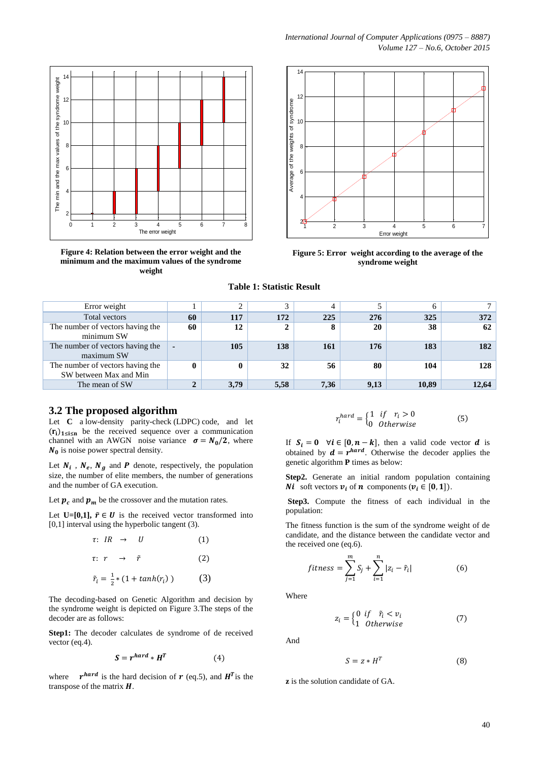Figure 4: Relation between the error weight and the minimum and the maximum values of the syndrome weight

Figure 5: Error weight according to the average of the syndrome weight

**Table 1: Statistic Result**

| Error weight | 1 | 2 | 3 | 4 | 5 | 6 | 7 |
|---|---|---|---|---|---|---|---|
| Total vectors | **60** | **117** | **172** | **225** | **276** | **325** | **372** |
| The number of vectors having the minimum SW | **60** | **12** | **2** | **8** | **20** | **38** | **62** |
| The number of vectors having the maximum SW | **-** | **105** | **138** | **161** | **176** | **183** | **182** |
| The number of vectors having the SW between Max and Min | **0** | **0** | **32** | **56** | **80** | **104** | **128** |
| The mean of SW | **2** | **3,79** | **5,58** | **7,36** | **9,13** | **10,89** | **12,64** |

## 3.2 The proposed algorithm

Let **C** a low-density parity-check (LDPC) code, and let $(\mathbf{r_i})_{1\leq i\leq n}$ be the received sequence over a communication channel with an AWGN noise variance $\boldsymbol{\sigma = N_0/2}$, where $\boldsymbol{N_0}$ is noise power spectral density.

Let $\boldsymbol{N_i}$ , $\boldsymbol{N_e}$, $\boldsymbol{N_g}$ and $\boldsymbol{P}$ denote, respectively, the population size, the number of elite members, the number of generations and the number of GA execution.

Let $\boldsymbol{p_c}$ and $\boldsymbol{p_m}$ be the crossover and the mutation rates.

Let **U=[0,1]**, $\boldsymbol{\tilde{r}} \in \boldsymbol{U}$ is the received vector transformed into [0,1] interval using the hyperbolic tangent (3).

$$\tau\colon\ IR \ \rightarrow \ U \qquad (1)$$

$$\tau\colon\ r \ \rightarrow \ \tilde{r} \qquad (2)$$

$$\tilde{r}_i = \frac{1}{2} * (1 + tanh(r_i)) \qquad (3)$$

The decoding-based on Genetic Algorithm and decision by the syndrome weight is depicted on Figure 3.The steps of the decoder are as follows:

**Step1:** The decoder calculates de syndrome of de received vector (eq.4).

$$\boldsymbol{S} = \boldsymbol{r^{hard}} * \boldsymbol{H^T} \qquad (4)$$

where $\boldsymbol{r^{hard}}$ is the hard decision of $\boldsymbol{r}$ (eq.5), and $\boldsymbol{H^T}$ is the transpose of the matrix $\boldsymbol{H}$.

$$r_i^{hard} = \begin{cases} 1 & if \quad r_i > 0 \\ 0 & Otherwise \end{cases} \qquad (5)$$

If $\boldsymbol{S_i = 0} \quad \boldsymbol{\forall i \in [0, n-k]}$, then a valid code vector $\boldsymbol{d}$ is obtained by $\boldsymbol{d = r^{hard}}$. Otherwise the decoder applies the genetic algorithm **P** times as below:

**Step2.** Generate an initial random population containing $\boldsymbol{Ni}$ soft vectors $\boldsymbol{v_i}$ of $\boldsymbol{n}$ components ($\boldsymbol{v_i \in [0, 1]}$).

**Step3.** Compute the fitness of each individual in the population:

The fitness function is the sum of the syndrome weight of de candidate, and the distance between the candidate vector and the received one (eq.6).

$$fitness = \sum_{j=1}^{m} S_j + \sum_{i=1}^{n} |z_i - \tilde{r}_i| \qquad (6)$$

Where

$$z_i = \begin{cases} 0 & if \quad \tilde{r}_i < v_i \\ 1 & Otherwise \end{cases} \qquad (7)$$

And

$$S = z * H^T \qquad (8)$$

**z** is the solution candidate of GA.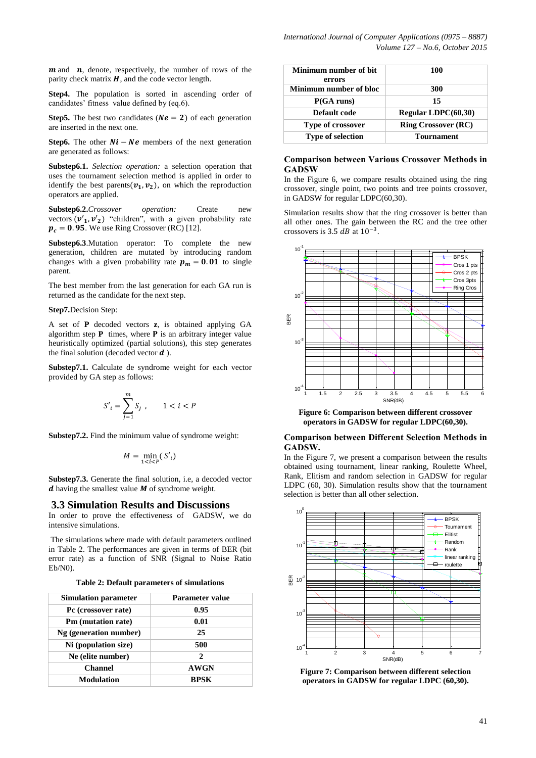$\boldsymbol{m}$ and $\boldsymbol{n}$, denote, respectively, the number of rows of the parity check matrix $\boldsymbol{H}$, and the code vector length.

**Step4.** The population is sorted in ascending order of candidates' fitness value defined by (eq.6).

**Step5.** The best two candidates ($\boldsymbol{Ne = 2}$) of each generation are inserted in the next one.

**Step6.** The other $\boldsymbol{Ni - Ne}$ members of the next generation are generated as follows:

**Substep6.1.** *Selection operation:* a selection operation that uses the tournament selection method is applied in order to identify the best parents($\boldsymbol{v_1}, \boldsymbol{v_2}$), on which the reproduction operators are applied.

**Substep6.2.***Crossover operation:* Create new vectors ($\boldsymbol{v'_1}, \boldsymbol{v'_2}$) "children", with a given probability rate $\boldsymbol{p_c = 0.95}$. We use Ring Crossover (RC) [12].

**Substep6.3**.Mutation operator: To complete the new generation, children are mutated by introducing random changes with a given probability rate $\boldsymbol{p_m = 0.01}$ to single parent.

The best member from the last generation for each GA run is returned as the candidate for the next step.

**Step7.**Decision Step:

A set of **P** decoded vectors **z**, is obtained applying GA algorithm step **P** times, where **P** is an arbitrary integer value heuristically optimized (partial solutions), this step generates the final solution (decoded vector $\boldsymbol{d}$ ).

**Substep7.1.** Calculate de syndrome weight for each vector provided by GA step as follows:

$$S'_i = \sum_{j=1}^{m} S_j \;, \qquad 1 < i < P$$

**Substep7.2.** Find the minimum value of syndrome weight:

$$M = \min_{1<i<P} (S'_i)$$

**Substep7.3.** Generate the final solution, i.e, a decoded vector $\boldsymbol{d}$ having the smallest value $\boldsymbol{M}$ of syndrome weight.

## 3.3 Simulation Results and Discussions

In order to prove the effectiveness of GADSW, we do intensive simulations.

The simulations where made with default parameters outlined in Table 2. The performances are given in terms of BER (bit error rate) as a function of SNR (Signal to Noise Ratio Eb/N0).

**Table 2: Default parameters of simulations**

| Simulation parameter | Parameter value |
|---|---|
| Pc (crossover rate) | 0.95 |
| Pm (mutation rate) | 0.01 |
| Ng (generation number) | 25 |
| Ni (population size) | 500 |
| Ne (elite number) | 2 |
| Channel | AWGN |
| Modulation | BPSK |
| Minimum number of bit errors | 100 |
| Minimum number of bloc | 300 |
| P(GA runs) | 15 |
| Default code | Regular LDPC(60,30) |
| Type of crossover | Ring Crossover (RC) |
| Type of selection | Tournament |

### Comparison between Various Crossover Methods in GADSW

In the Figure 6, we compare results obtained using the ring crossover, single point, two points and tree points crossover, in GADSW for regular LDPC(60,30).

Simulation results show that the ring crossover is better than all other ones. The gain between the RC and the tree other crossovers is 3.5 $dB$ at $10^{-3}$.

**Figure 6: Comparison between different crossover operators in GADSW for regular LDPC(60,30).**

### Comparison between Different Selection Methods in GADSW.

In the Figure 7, we present a comparison between the results obtained using tournament, linear ranking, Roulette Wheel, Rank, Elitism and random selection in GADSW for regular LDPC (60, 30). Simulation results show that the tournament selection is better than all other selection.

**Figure 7: Comparison between different selection operators in GADSW for regular LDPC (60,30).**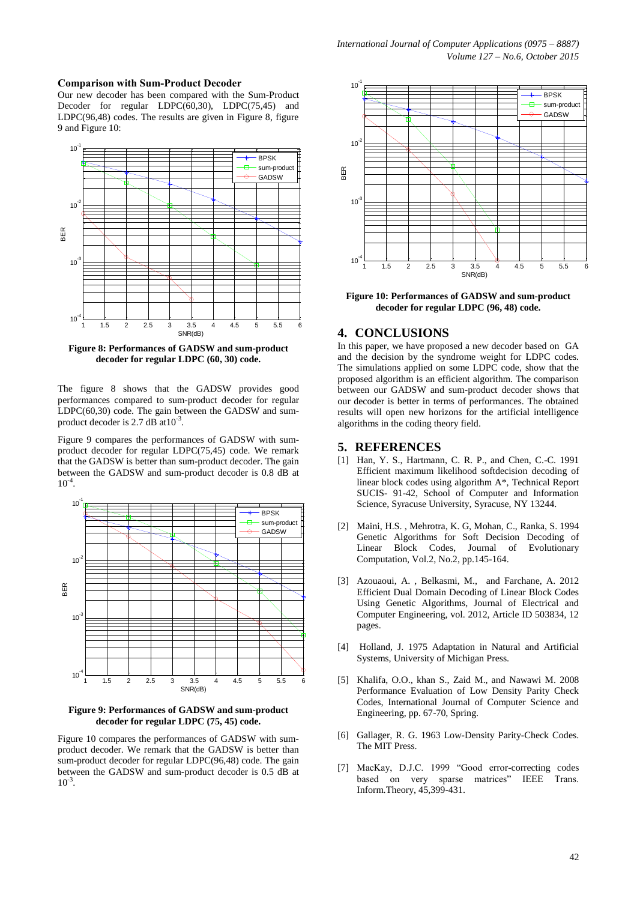### Comparison with Sum-Product Decoder

Our new decoder has been compared with the Sum-Product Decoder for regular LDPC(60,30), LDPC(75,45) and LDPC(96,48) codes. The results are given in Figure 8, figure 9 and Figure 10:

**Figure 8: Performances of GADSW and sum-product decoder for regular LDPC (60, 30) code.**

The figure 8 shows that the GADSW provides good performances compared to sum-product decoder for regular LDPC(60,30) code. The gain between the GADSW and sum-product decoder is 2.7 dB at$10^{-3}$.

Figure 9 compares the performances of GADSW with sum-product decoder for regular LDPC(75,45) code. We remark that the GADSW is better than sum-product decoder. The gain between the GADSW and sum-product decoder is 0.8 dB at $10^{-4}$.

**Figure 9: Performances of GADSW and sum-product decoder for regular LDPC (75, 45) code.**

Figure 10 compares the performances of GADSW with sum-product decoder. We remark that the GADSW is better than sum-product decoder for regular LDPC(96,48) code. The gain between the GADSW and sum-product decoder is 0.5 dB at $10^{-3}$.

**Figure 10: Performances of GADSW and sum-product decoder for regular LDPC (96, 48) code.**

## 4. CONCLUSIONS

In this paper, we have proposed a new decoder based on GA and the decision by the syndrome weight for LDPC codes. The simulations applied on some LDPC code, show that the proposed algorithm is an efficient algorithm. The comparison between our GADSW and sum-product decoder shows that our decoder is better in terms of performances. The obtained results will open new horizons for the artificial intelligence algorithms in the coding theory field.

## 5. REFERENCES

[1] Han, Y. S., Hartmann, C. R. P., and Chen, C.-C. 1991 Efficient maximum likelihood softdecision decoding of linear block codes using algorithm A*, Technical Report SUCIS- 91-42, School of Computer and Information Science, Syracuse University, Syracuse, NY 13244.

[2] Maini, H.S. , Mehrotra, K. G, Mohan, C., Ranka, S. 1994 Genetic Algorithms for Soft Decision Decoding of Linear Block Codes, Journal of Evolutionary Computation, Vol.2, No.2, pp.145-164.

[3] Azouaoui, A. , Belkasmi, M., and Farchane, A. 2012 Efficient Dual Domain Decoding of Linear Block Codes Using Genetic Algorithms, Journal of Electrical and Computer Engineering, vol. 2012, Article ID 503834, 12 pages.

[4] Holland, J. 1975 Adaptation in Natural and Artificial Systems, University of Michigan Press.

[5] Khalifa, O.O., khan S., Zaid M., and Nawawi M. 2008 Performance Evaluation of Low Density Parity Check Codes, International Journal of Computer Science and Engineering, pp. 67-70, Spring.

[6] Gallager, R. G. 1963 Low-Density Parity-Check Codes. The MIT Press.

[7] MacKay, D.J.C. 1999 "Good error-correcting codes based on very sparse matrices" IEEE Trans. Inform.Theory, 45,399-431.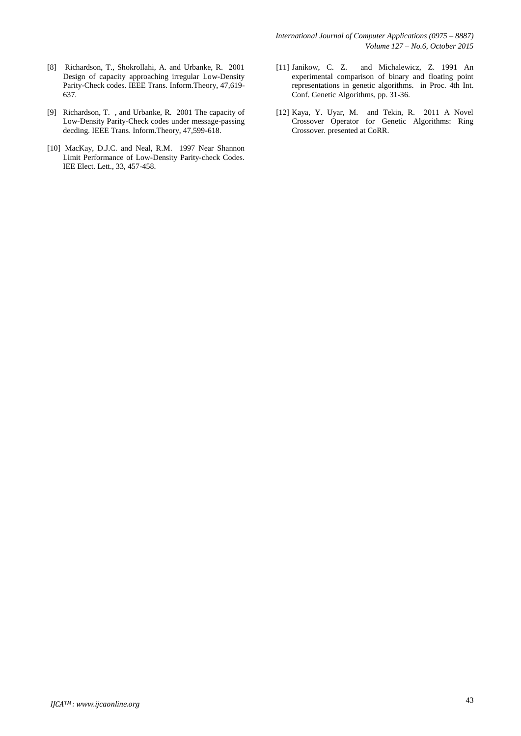[8] Richardson, T., Shokrollahi, A. and Urbanke, R. 2001 Design of capacity approaching irregular Low-Density Parity-Check codes. IEEE Trans. Inform.Theory, 47,619-637.

[9] Richardson, T. , and Urbanke, R. 2001 The capacity of Low-Density Parity-Check codes under message-passing decding. IEEE Trans. Inform.Theory, 47,599-618.

[10] MacKay, D.J.C. and Neal, R.M. 1997 Near Shannon Limit Performance of Low-Density Parity-check Codes. IEE Elect. Lett., 33, 457-458.

[11] Janikow, C. Z. and Michalewicz, Z. 1991 An experimental comparison of binary and floating point representations in genetic algorithms. in Proc. 4th Int. Conf. Genetic Algorithms, pp. 31-36.

[12] Kaya, Y. Uyar, M. and Tekin, R. 2011 A Novel Crossover Operator for Genetic Algorithms: Ring Crossover. presented at CoRR.